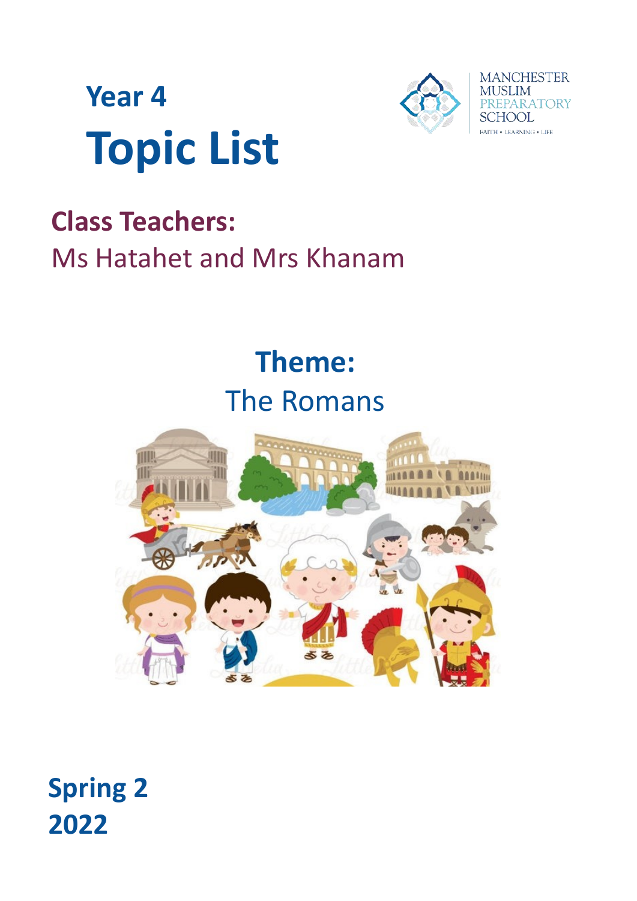# Year 4

# Topic List

MANCHESTER MUSLIM PREPARATORY SCHOOL

FAITH • LEARNING • LIFE

## Class Teachers:

Ms Hatahet and Mrs Khanam

## Theme:

The Romans

## Spring 2

## 2022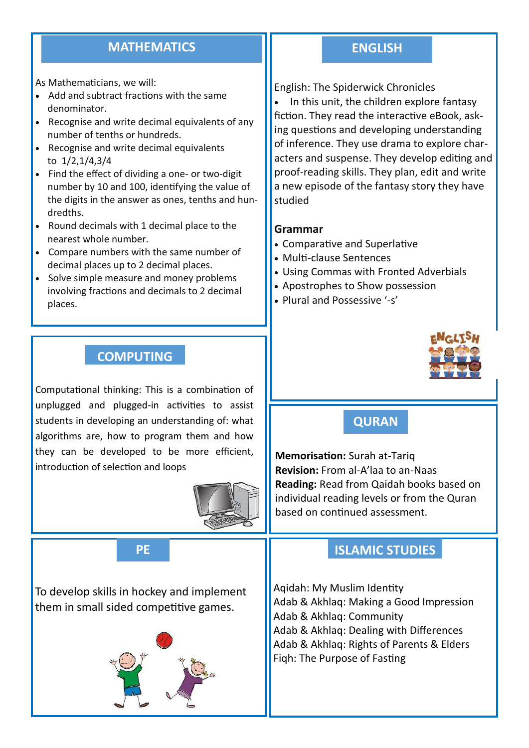## MATHEMATICS

As Mathematicians, we will:

- Add and subtract fractions with the same denominator.
- Recognise and write decimal equivalents of any number of tenths or hundreds.
- Recognise and write decimal equivalents to 1/2,1/4,3/4
- Find the effect of dividing a one- or two-digit number by 10 and 100, identifying the value of the digits in the answer as ones, tenths and hundredths.
- Round decimals with 1 decimal place to the nearest whole number.
- Compare numbers with the same number of decimal places up to 2 decimal places.
- Solve simple measure and money problems involving fractions and decimals to 2 decimal places.

## ENGLISH

English: The Spiderwick Chronicles

- In this unit, the children explore fantasy fiction. They read the interactive eBook, asking questions and developing understanding of inference. They use drama to explore characters and suspense. They develop editing and proof-reading skills. They plan, edit and write a new episode of the fantasy story they have studied

**Grammar**

- Comparative and Superlative
- Multi-clause Sentences
- Using Commas with Fronted Adverbials
- Apostrophes to Show possession
- Plural and Possessive '-s'

## COMPUTING

Computational thinking: This is a combination of unplugged and plugged-in activities to assist students in developing an understanding of: what algorithms are, how to program them and how they can be developed to be more efficient, introduction of selection and loops

## QURAN

**Memorisation:** Surah at-Tariq
**Revision:** From al-A'laa to an-Naas
**Reading:** Read from Qaidah books based on individual reading levels or from the Quran based on continued assessment.

## PE

To develop skills in hockey and implement them in small sided competitive games.

## ISLAMIC STUDIES

Aqidah: My Muslim Identity
Adab & Akhlaq: Making a Good Impression
Adab & Akhlaq: Community
Adab & Akhlaq: Dealing with Differences
Adab & Akhlaq: Rights of Parents & Elders
Fiqh: The Purpose of Fasting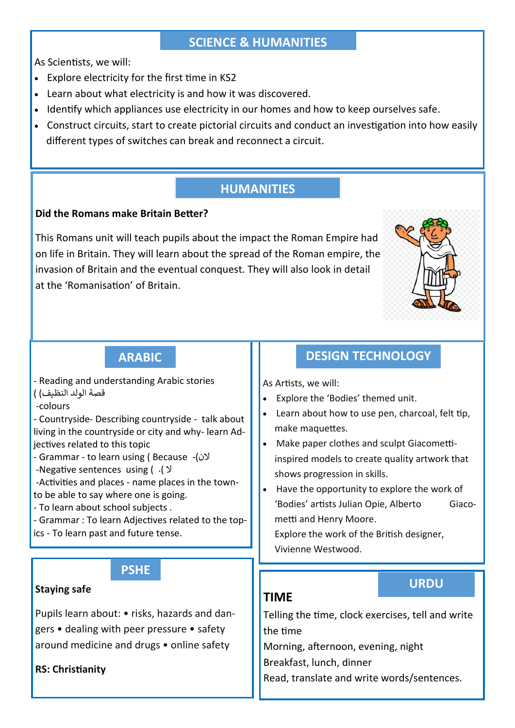## SCIENCE & HUMANITIES

As Scientists, we will:

- Explore electricity for the first time in KS2
- Learn about what electricity is and how it was discovered.
- Identify which appliances use electricity in our homes and how to keep ourselves safe.
- Construct circuits, start to create pictorial circuits and conduct an investigation into how easily different types of switches can break and reconnect a circuit.

## HUMANITIES

**Did the Romans make Britain Better?**

This Romans unit will teach pupils about the impact the Roman Empire had on life in Britain. They will learn about the spread of the Roman empire, the invasion of Britain and the eventual conquest. They will also look in detail at the 'Romanisation' of Britain.

## ARABIC

- Reading and understanding Arabic stories ( قصة الولد النظيف)

-colours

- Countryside- Describing countryside - talk about living in the countryside or city and why- learn Adjectives related to this topic

- Grammar - to learn using ( Because -(لان)

-Negative sentences using ( لا ).

-Activities and places - name places in the town- to be able to say where one is going.

- To learn about school subjects .

- Grammar : To learn Adjectives related to the topics - To learn past and future tense.

## DESIGN TECHNOLOGY

As Artists, we will:

- Explore the 'Bodies' themed unit.
- Learn about how to use pen, charcoal, felt tip, make maquettes.
- Make paper clothes and sculpt Giacometti-inspired models to create quality artwork that shows progression in skills.
- Have the opportunity to explore the work of 'Bodies' artists Julian Opie, Alberto Giacometti and Henry Moore.
  Explore the work of the British designer, Vivienne Westwood.

## PSHE

**Staying safe**

Pupils learn about: • risks, hazards and dangers • dealing with peer pressure • safety around medicine and drugs • online safety

**RS: Christianity**

## URDU

### TIME

Telling the time, clock exercises, tell and write the time

Morning, afternoon, evening, night

Breakfast, lunch, dinner

Read, translate and write words/sentences.